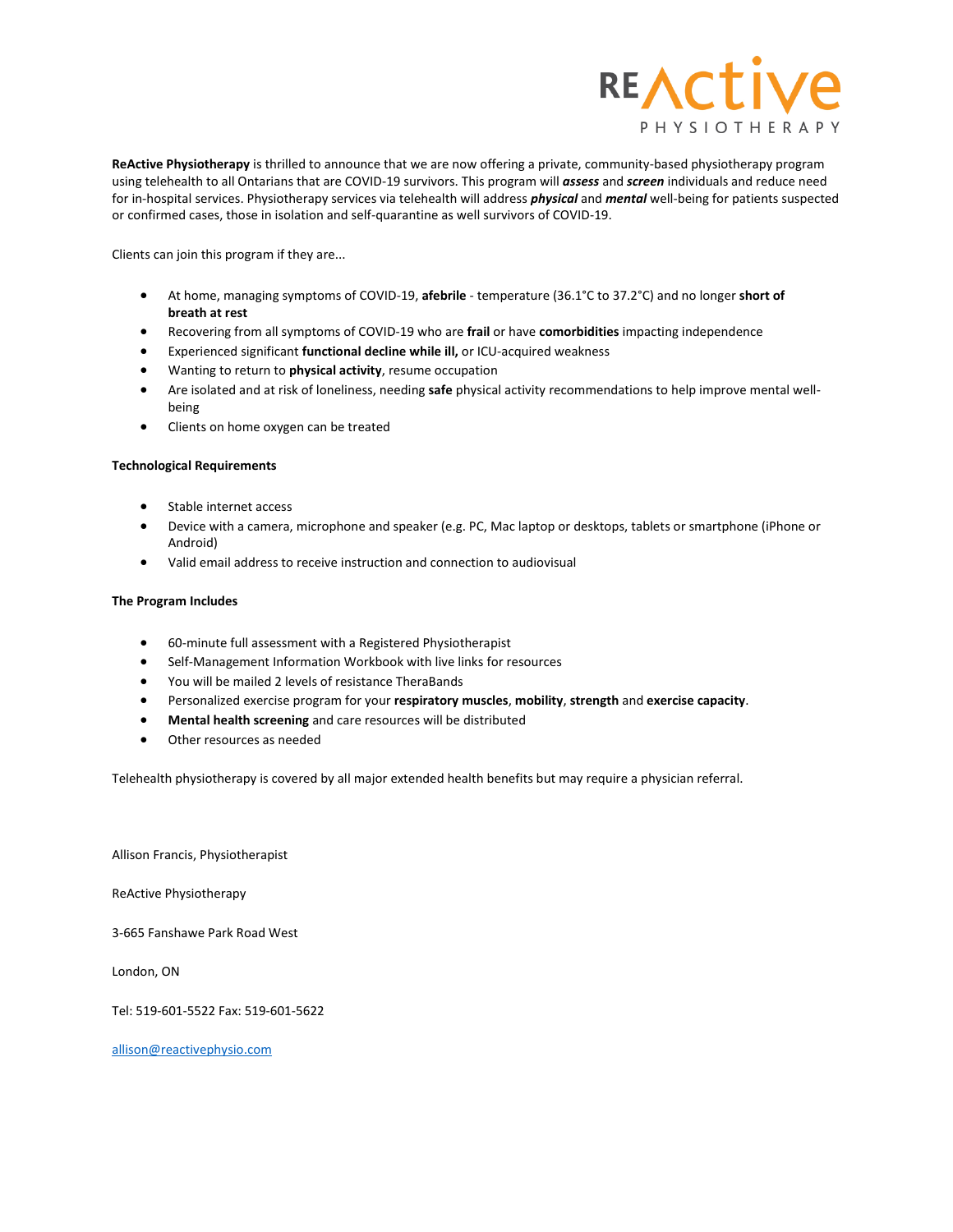**ReActive Physiotherapy** is thrilled to announce that we are now offering a private, community-based physiotherapy program using telehealth to all Ontarians that are COVID-19 survivors. This program will ***assess*** and ***screen*** individuals and reduce need for in-hospital services. Physiotherapy services via telehealth will address ***physical*** and ***mental*** well-being for patients suspected or confirmed cases, those in isolation and self-quarantine as well survivors of COVID-19.

Clients can join this program if they are...

- At home, managing symptoms of COVID-19, **afebrile** - temperature (36.1°C to 37.2°C) and no longer **short of breath at rest**
- Recovering from all symptoms of COVID-19 who are **frail** or have **comorbidities** impacting independence
- Experienced significant **functional decline while ill,** or ICU-acquired weakness
- Wanting to return to **physical activity**, resume occupation
- Are isolated and at risk of loneliness, needing **safe** physical activity recommendations to help improve mental well-being
- Clients on home oxygen can be treated

**Technological Requirements**

- Stable internet access
- Device with a camera, microphone and speaker (e.g. PC, Mac laptop or desktops, tablets or smartphone (iPhone or Android)
- Valid email address to receive instruction and connection to audiovisual

**The Program Includes**

- 60-minute full assessment with a Registered Physiotherapist
- Self-Management Information Workbook with live links for resources
- You will be mailed 2 levels of resistance TheraBands
- Personalized exercise program for your **respiratory muscles**, **mobility**, **strength** and **exercise capacity**.
- **Mental health screening** and care resources will be distributed
- Other resources as needed

Telehealth physiotherapy is covered by all major extended health benefits but may require a physician referral.

Allison Francis, Physiotherapist

ReActive Physiotherapy

3-665 Fanshawe Park Road West

London, ON

Tel: 519-601-5522 Fax: 519-601-5622

allison@reactivephysio.com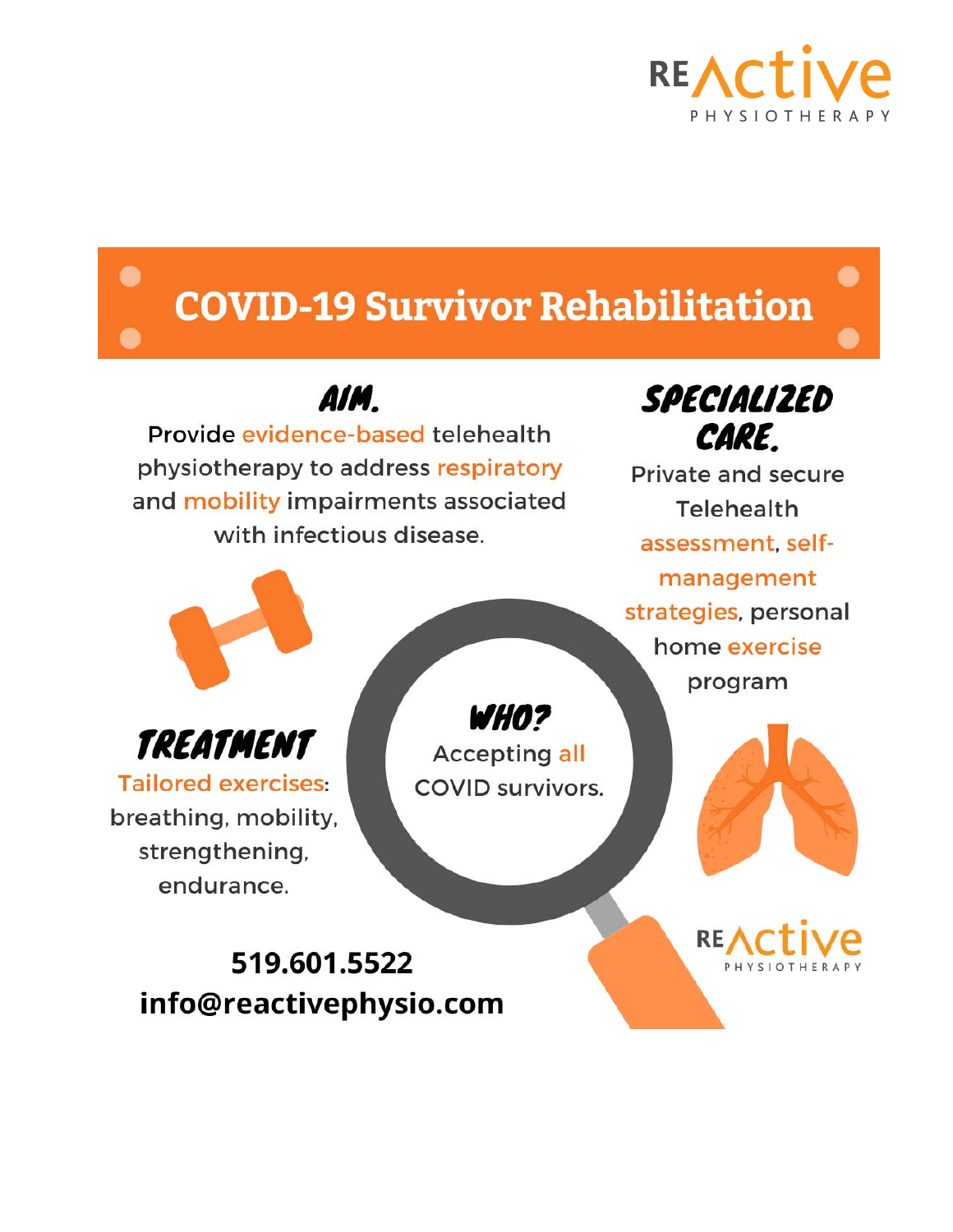# COVID-19 Survivor Rehabilitation

## AIM.

Provide evidence-based telehealth physiotherapy to address respiratory and mobility impairments associated with infectious disease.

## SPECIALIZED CARE.

Private and secure Telehealth assessment, self-management strategies, personal home exercise program

## TREATMENT

Tailored exercises: breathing, mobility, strengthening, endurance.

## WHO?

Accepting all COVID survivors.

**519.601.5522**
**info@reactivephysio.com**